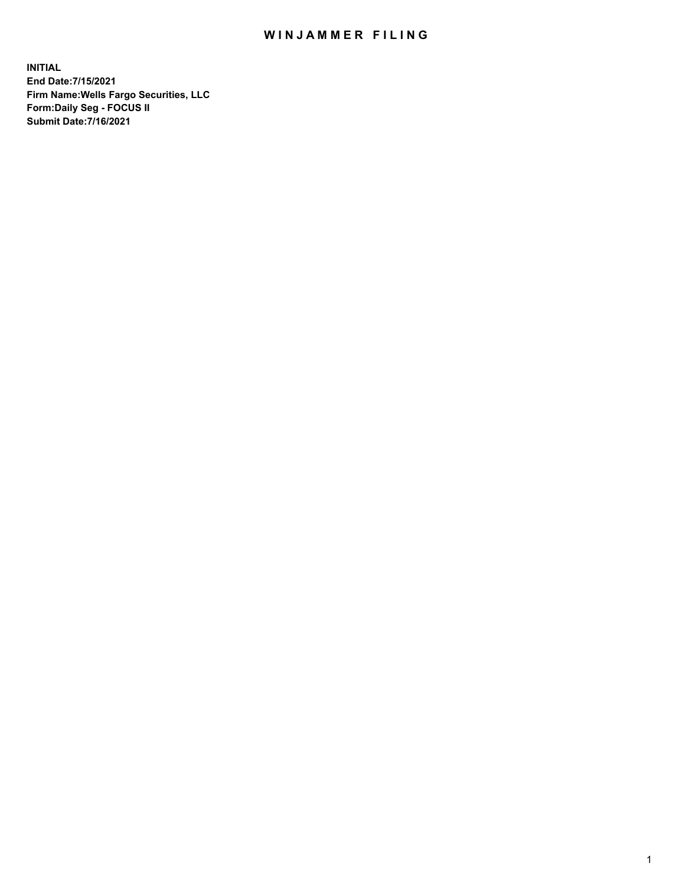# WINJAMMER FILING

**INITIAL**
**End Date:7/15/2021**
**Firm Name:Wells Fargo Securities, LLC**
**Form:Daily Seg - FOCUS II**
**Submit Date:7/16/2021**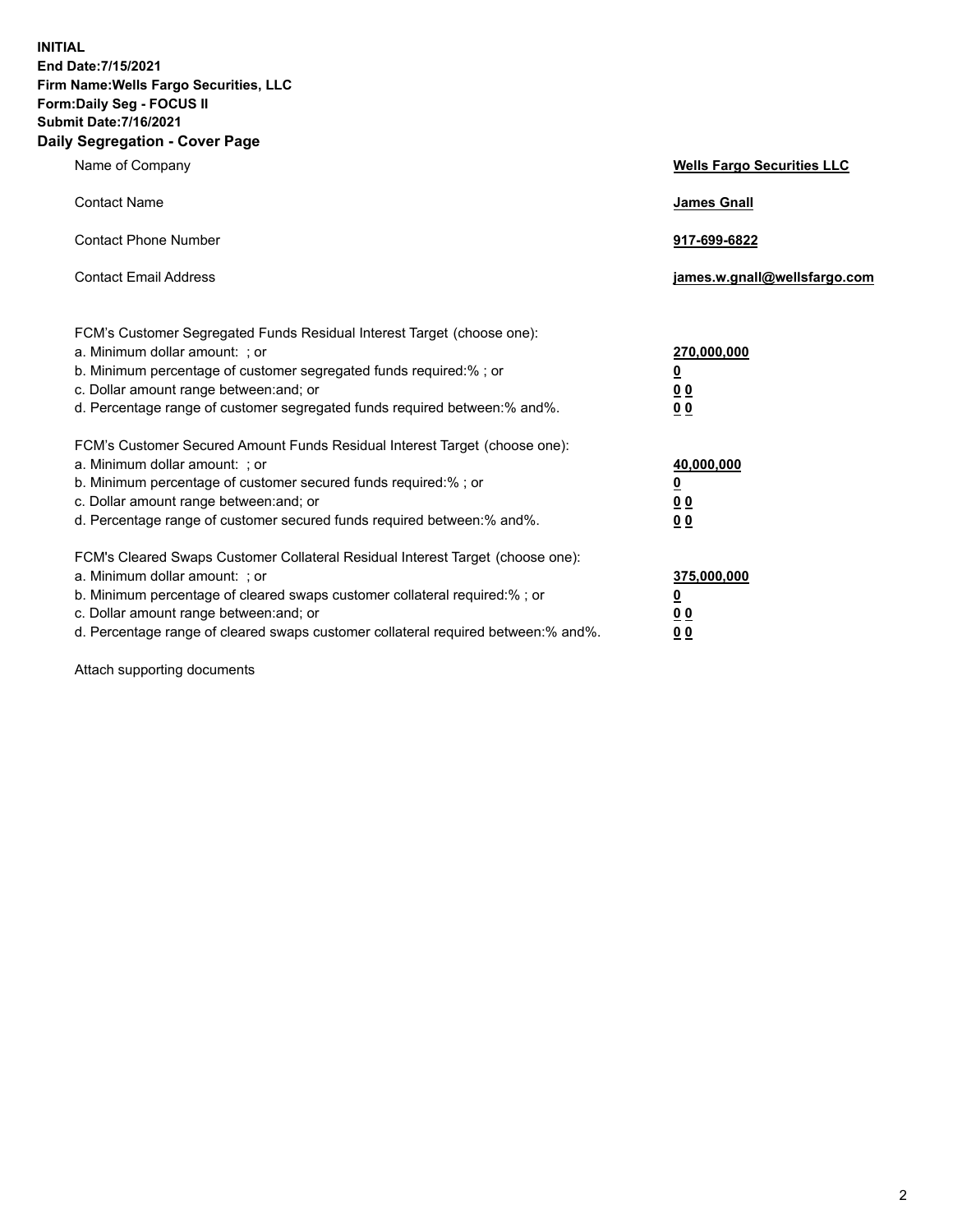**INITIAL**
**End Date:7/15/2021**
**Firm Name:Wells Fargo Securities, LLC**
**Form:Daily Seg - FOCUS II**
**Submit Date:7/16/2021**

## Daily Segregation - Cover Page

| | |
|---|---|
| Name of Company | **Wells Fargo Securities LLC** |
| Contact Name | **James Gnall** |
| Contact Phone Number | **917-699-6822** |
| Contact Email Address | **james.w.gnall@wellsfargo.com** |

| | |
|---|---|
| FCM's Customer Segregated Funds Residual Interest Target (choose one): | |
| a. Minimum dollar amount: ; or | **270,000,000** |
| b. Minimum percentage of customer segregated funds required:% ; or | **0** |
| c. Dollar amount range between:and; or | **0 0** |
| d. Percentage range of customer segregated funds required between:% and%. | **0 0** |
| FCM's Customer Secured Amount Funds Residual Interest Target (choose one): | |
| a. Minimum dollar amount: ; or | **40,000,000** |
| b. Minimum percentage of customer secured funds required:% ; or | **0** |
| c. Dollar amount range between:and; or | **0 0** |
| d. Percentage range of customer secured funds required between:% and%. | **0 0** |
| FCM's Cleared Swaps Customer Collateral Residual Interest Target (choose one): | |
| a. Minimum dollar amount: ; or | **375,000,000** |
| b. Minimum percentage of cleared swaps customer collateral required:% ; or | **0** |
| c. Dollar amount range between:and; or | **0 0** |
| d. Percentage range of cleared swaps customer collateral required between:% and%. | **0 0** |

Attach supporting documents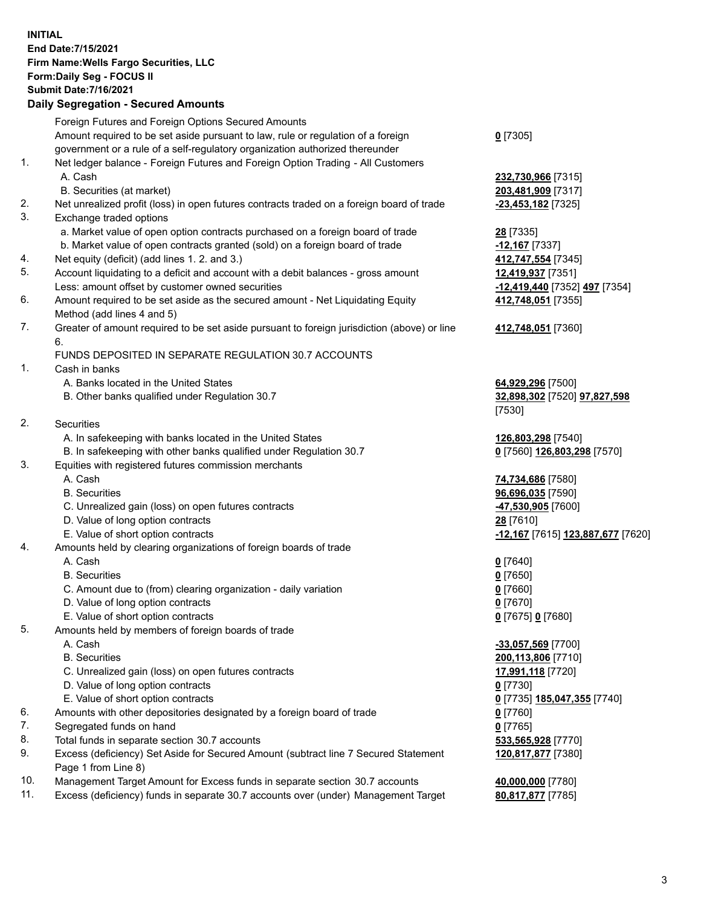**INITIAL**
**End Date:7/15/2021**
**Firm Name:Wells Fargo Securities, LLC**
**Form:Daily Seg - FOCUS II**
**Submit Date:7/16/2021**

## Daily Segregation - Secured Amounts

| | | |
|---|---|---|
| | Foreign Futures and Foreign Options Secured Amounts | |
| | Amount required to be set aside pursuant to law, rule or regulation of a foreign government or a rule of a self-regulatory organization authorized thereunder | **0** [7305] |
| 1. | Net ledger balance - Foreign Futures and Foreign Option Trading - All Customers | |
| | A. Cash | **232,730,966** [7315] |
| | B. Securities (at market) | **203,481,909** [7317] |
| 2. | Net unrealized profit (loss) in open futures contracts traded on a foreign board of trade | **-23,453,182** [7325] |
| 3. | Exchange traded options | |
| | a. Market value of open option contracts purchased on a foreign board of trade | **28** [7335] |
| | b. Market value of open contracts granted (sold) on a foreign board of trade | **-12,167** [7337] |
| 4. | Net equity (deficit) (add lines 1. 2. and 3.) | **412,747,554** [7345] |
| 5. | Account liquidating to a deficit and account with a debit balances - gross amount | **12,419,937** [7351] |
| | Less: amount offset by customer owned securities | **-12,419,440** [7352] **497** [7354] |
| 6. | Amount required to be set aside as the secured amount - Net Liquidating Equity Method (add lines 4 and 5) | **412,748,051** [7355] |
| 7. | Greater of amount required to be set aside pursuant to foreign jurisdiction (above) or line 6. | **412,748,051** [7360] |
| | FUNDS DEPOSITED IN SEPARATE REGULATION 30.7 ACCOUNTS | |
| 1. | Cash in banks | |
| | A. Banks located in the United States | **64,929,296** [7500] |
| | B. Other banks qualified under Regulation 30.7 | **32,898,302** [7520] **97,827,598** [7530] |
| 2. | Securities | |
| | A. In safekeeping with banks located in the United States | **126,803,298** [7540] |
| | B. In safekeeping with other banks qualified under Regulation 30.7 | **0** [7560] **126,803,298** [7570] |
| 3. | Equities with registered futures commission merchants | |
| | A. Cash | **74,734,686** [7580] |
| | B. Securities | **96,696,035** [7590] |
| | C. Unrealized gain (loss) on open futures contracts | **-47,530,905** [7600] |
| | D. Value of long option contracts | **28** [7610] |
| | E. Value of short option contracts | **-12,167** [7615] **123,887,677** [7620] |
| 4. | Amounts held by clearing organizations of foreign boards of trade | |
| | A. Cash | **0** [7640] |
| | B. Securities | **0** [7650] |
| | C. Amount due to (from) clearing organization - daily variation | **0** [7660] |
| | D. Value of long option contracts | **0** [7670] |
| | E. Value of short option contracts | **0** [7675] **0** [7680] |
| 5. | Amounts held by members of foreign boards of trade | |
| | A. Cash | **-33,057,569** [7700] |
| | B. Securities | **200,113,806** [7710] |
| | C. Unrealized gain (loss) on open futures contracts | **17,991,118** [7720] |
| | D. Value of long option contracts | **0** [7730] |
| | E. Value of short option contracts | **0** [7735] **185,047,355** [7740] |
| 6. | Amounts with other depositories designated by a foreign board of trade | **0** [7760] |
| 7. | Segregated funds on hand | **0** [7765] |
| 8. | Total funds in separate section 30.7 accounts | **533,565,928** [7770] |
| 9. | Excess (deficiency) Set Aside for Secured Amount (subtract line 7 Secured Statement Page 1 from Line 8) | **120,817,877** [7380] |
| 10. | Management Target Amount for Excess funds in separate section 30.7 accounts | **40,000,000** [7780] |
| 11. | Excess (deficiency) funds in separate 30.7 accounts over (under) Management Target | **80,817,877** [7785] |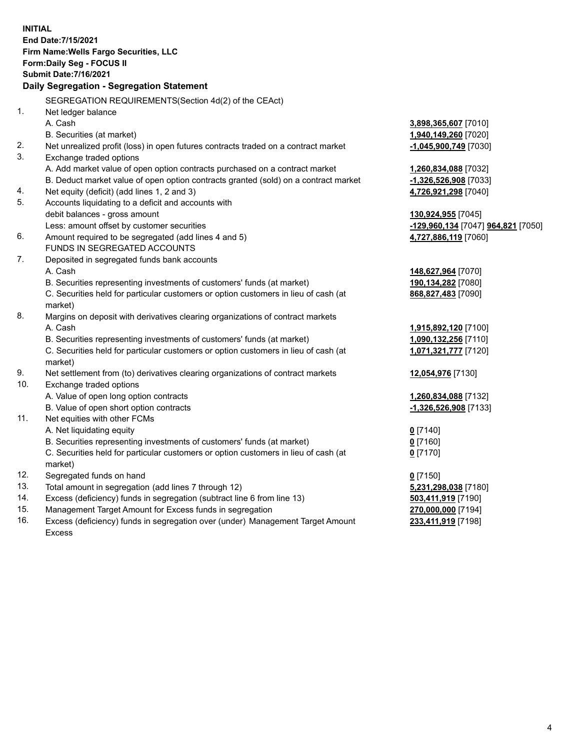**INITIAL**
**End Date:7/15/2021**
**Firm Name:Wells Fargo Securities, LLC**
**Form:Daily Seg - FOCUS II**
**Submit Date:7/16/2021**

**Daily Segregation - Segregation Statement**

SEGREGATION REQUIREMENTS(Section 4d(2) of the CEAct)

| | | |
|---|---|---|
| 1. | Net ledger balance | |
| | A. Cash | **3,898,365,607** [7010] |
| | B. Securities (at market) | **1,940,149,260** [7020] |
| 2. | Net unrealized profit (loss) in open futures contracts traded on a contract market | **-1,045,900,749** [7030] |
| 3. | Exchange traded options | |
| | A. Add market value of open option contracts purchased on a contract market | **1,260,834,088** [7032] |
| | B. Deduct market value of open option contracts granted (sold) on a contract market | **-1,326,526,908** [7033] |
| 4. | Net equity (deficit) (add lines 1, 2 and 3) | **4,726,921,298** [7040] |
| 5. | Accounts liquidating to a deficit and accounts with debit balances - gross amount | **130,924,955** [7045] |
| | Less: amount offset by customer securities | **-129,960,134** [7047] **964,821** [7050] |
| 6. | Amount required to be segregated (add lines 4 and 5) | **4,727,886,119** [7060] |
| | FUNDS IN SEGREGATED ACCOUNTS | |
| 7. | Deposited in segregated funds bank accounts | |
| | A. Cash | **148,627,964** [7070] |
| | B. Securities representing investments of customers' funds (at market) | **190,134,282** [7080] |
| | C. Securities held for particular customers or option customers in lieu of cash (at market) | **868,827,483** [7090] |
| 8. | Margins on deposit with derivatives clearing organizations of contract markets | |
| | A. Cash | **1,915,892,120** [7100] |
| | B. Securities representing investments of customers' funds (at market) | **1,090,132,256** [7110] |
| | C. Securities held for particular customers or option customers in lieu of cash (at market) | **1,071,321,777** [7120] |
| 9. | Net settlement from (to) derivatives clearing organizations of contract markets | **12,054,976** [7130] |
| 10. | Exchange traded options | |
| | A. Value of open long option contracts | **1,260,834,088** [7132] |
| | B. Value of open short option contracts | **-1,326,526,908** [7133] |
| 11. | Net equities with other FCMs | |
| | A. Net liquidating equity | **0** [7140] |
| | B. Securities representing investments of customers' funds (at market) | **0** [7160] |
| | C. Securities held for particular customers or option customers in lieu of cash (at market) | **0** [7170] |
| 12. | Segregated funds on hand | **0** [7150] |
| 13. | Total amount in segregation (add lines 7 through 12) | **5,231,298,038** [7180] |
| 14. | Excess (deficiency) funds in segregation (subtract line 6 from line 13) | **503,411,919** [7190] |
| 15. | Management Target Amount for Excess funds in segregation | **270,000,000** [7194] |
| 16. | Excess (deficiency) funds in segregation over (under) Management Target Amount Excess | **233,411,919** [7198] |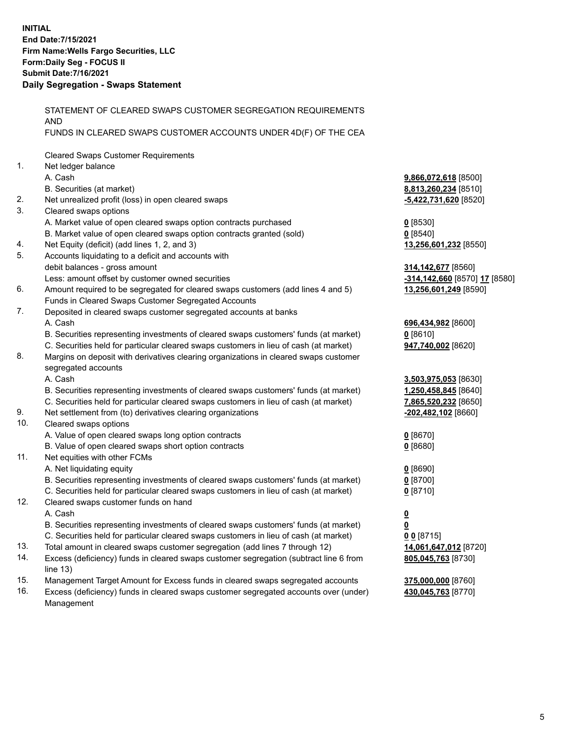**INITIAL**
**End Date:7/15/2021**
**Firm Name:Wells Fargo Securities, LLC**
**Form:Daily Seg - FOCUS II**
**Submit Date:7/16/2021**
**Daily Segregation - Swaps Statement**

STATEMENT OF CLEARED SWAPS CUSTOMER SEGREGATION REQUIREMENTS AND FUNDS IN CLEARED SWAPS CUSTOMER ACCOUNTS UNDER 4D(F) OF THE CEA

| | | |
|---|---|---|
| | Cleared Swaps Customer Requirements | |
| 1. | Net ledger balance | |
| | A. Cash | **9,866,072,618** [8500] |
| | B. Securities (at market) | **8,813,260,234** [8510] |
| 2. | Net unrealized profit (loss) in open cleared swaps | **-5,422,731,620** [8520] |
| 3. | Cleared swaps options | |
| | A. Market value of open cleared swaps option contracts purchased | **0** [8530] |
| | B. Market value of open cleared swaps option contracts granted (sold) | **0** [8540] |
| 4. | Net Equity (deficit) (add lines 1, 2, and 3) | **13,256,601,232** [8550] |
| 5. | Accounts liquidating to a deficit and accounts with debit balances - gross amount | **314,142,677** [8560] |
| | Less: amount offset by customer owned securities | **-314,142,660** [8570] **17** [8580] |
| 6. | Amount required to be segregated for cleared swaps customers (add lines 4 and 5) | **13,256,601,249** [8590] |
| | Funds in Cleared Swaps Customer Segregated Accounts | |
| 7. | Deposited in cleared swaps customer segregated accounts at banks | |
| | A. Cash | **696,434,982** [8600] |
| | B. Securities representing investments of cleared swaps customers' funds (at market) | **0** [8610] |
| | C. Securities held for particular cleared swaps customers in lieu of cash (at market) | **947,740,002** [8620] |
| 8. | Margins on deposit with derivatives clearing organizations in cleared swaps customer segregated accounts | |
| | A. Cash | **3,503,975,053** [8630] |
| | B. Securities representing investments of cleared swaps customers' funds (at market) | **1,250,458,845** [8640] |
| | C. Securities held for particular cleared swaps customers in lieu of cash (at market) | **7,865,520,232** [8650] |
| 9. | Net settlement from (to) derivatives clearing organizations | **-202,482,102** [8660] |
| 10. | Cleared swaps options | |
| | A. Value of open cleared swaps long option contracts | **0** [8670] |
| | B. Value of open cleared swaps short option contracts | **0** [8680] |
| 11. | Net equities with other FCMs | |
| | A. Net liquidating equity | **0** [8690] |
| | B. Securities representing investments of cleared swaps customers' funds (at market) | **0** [8700] |
| | C. Securities held for particular cleared swaps customers in lieu of cash (at market) | **0** [8710] |
| 12. | Cleared swaps customer funds on hand | |
| | A. Cash | **0** |
| | B. Securities representing investments of cleared swaps customers' funds (at market) | **0** |
| | C. Securities held for particular cleared swaps customers in lieu of cash (at market) | **0** **0** [8715] |
| 13. | Total amount in cleared swaps customer segregation (add lines 7 through 12) | **14,061,647,012** [8720] |
| 14. | Excess (deficiency) funds in cleared swaps customer segregation (subtract line 6 from line 13) | **805,045,763** [8730] |
| 15. | Management Target Amount for Excess funds in cleared swaps segregated accounts | **375,000,000** [8760] |
| 16. | Excess (deficiency) funds in cleared swaps customer segregated accounts over (under) Management | **430,045,763** [8770] |